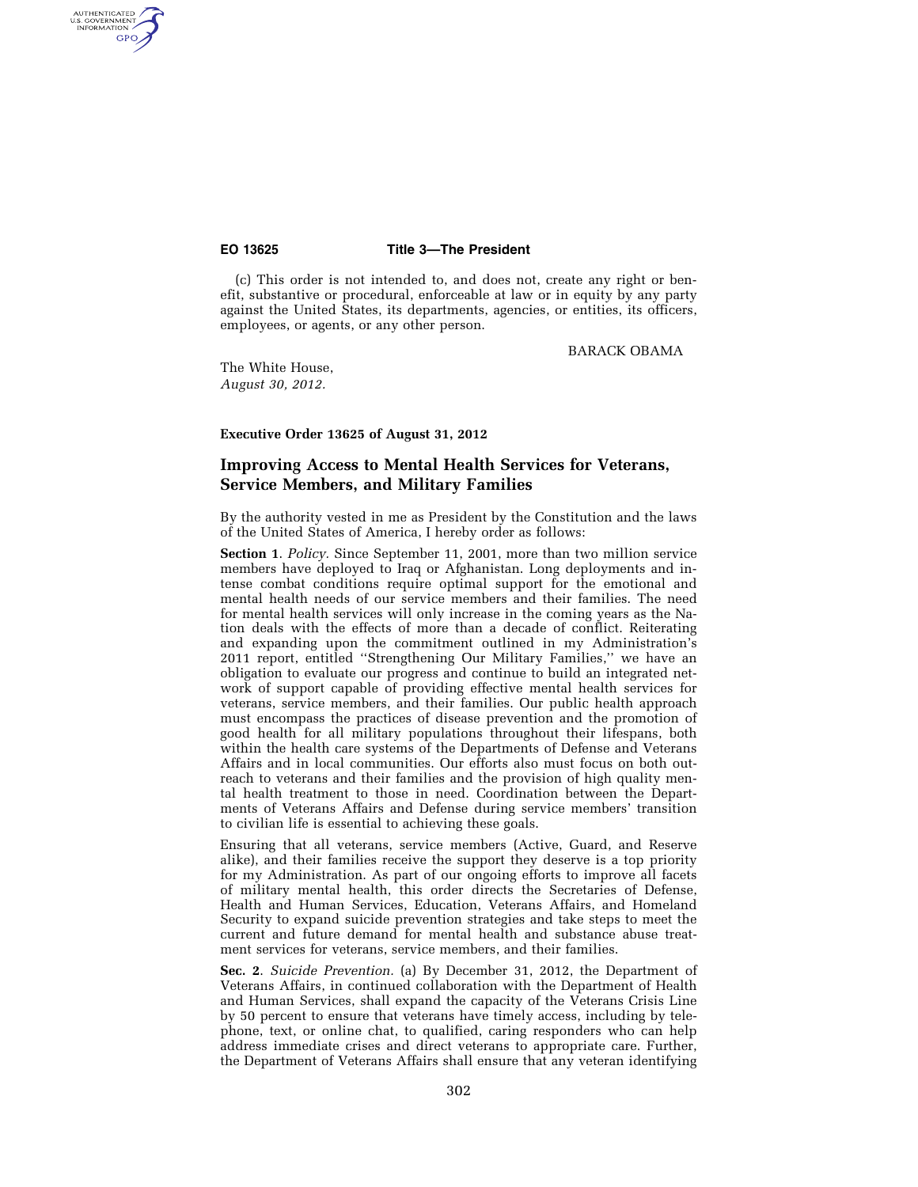(c) This order is not intended to, and does not, create any right or benefit, substantive or procedural, enforceable at law or in equity by any party against the United States, its departments, agencies, or entities, its officers, employees, or agents, or any other person.

BARACK OBAMA

The White House,
*August 30, 2012.*

**Executive Order 13625 of August 31, 2012**

## Improving Access to Mental Health Services for Veterans, Service Members, and Military Families

By the authority vested in me as President by the Constitution and the laws of the United States of America, I hereby order as follows:

**Section 1**. *Policy.* Since September 11, 2001, more than two million service members have deployed to Iraq or Afghanistan. Long deployments and intense combat conditions require optimal support for the emotional and mental health needs of our service members and their families. The need for mental health services will only increase in the coming years as the Nation deals with the effects of more than a decade of conflict. Reiterating and expanding upon the commitment outlined in my Administration's 2011 report, entitled ''Strengthening Our Military Families,'' we have an obligation to evaluate our progress and continue to build an integrated network of support capable of providing effective mental health services for veterans, service members, and their families. Our public health approach must encompass the practices of disease prevention and the promotion of good health for all military populations throughout their lifespans, both within the health care systems of the Departments of Defense and Veterans Affairs and in local communities. Our efforts also must focus on both outreach to veterans and their families and the provision of high quality mental health treatment to those in need. Coordination between the Departments of Veterans Affairs and Defense during service members' transition to civilian life is essential to achieving these goals.

Ensuring that all veterans, service members (Active, Guard, and Reserve alike), and their families receive the support they deserve is a top priority for my Administration. As part of our ongoing efforts to improve all facets of military mental health, this order directs the Secretaries of Defense, Health and Human Services, Education, Veterans Affairs, and Homeland Security to expand suicide prevention strategies and take steps to meet the current and future demand for mental health and substance abuse treatment services for veterans, service members, and their families.

**Sec. 2**. *Suicide Prevention.* (a) By December 31, 2012, the Department of Veterans Affairs, in continued collaboration with the Department of Health and Human Services, shall expand the capacity of the Veterans Crisis Line by 50 percent to ensure that veterans have timely access, including by telephone, text, or online chat, to qualified, caring responders who can help address immediate crises and direct veterans to appropriate care. Further, the Department of Veterans Affairs shall ensure that any veteran identifying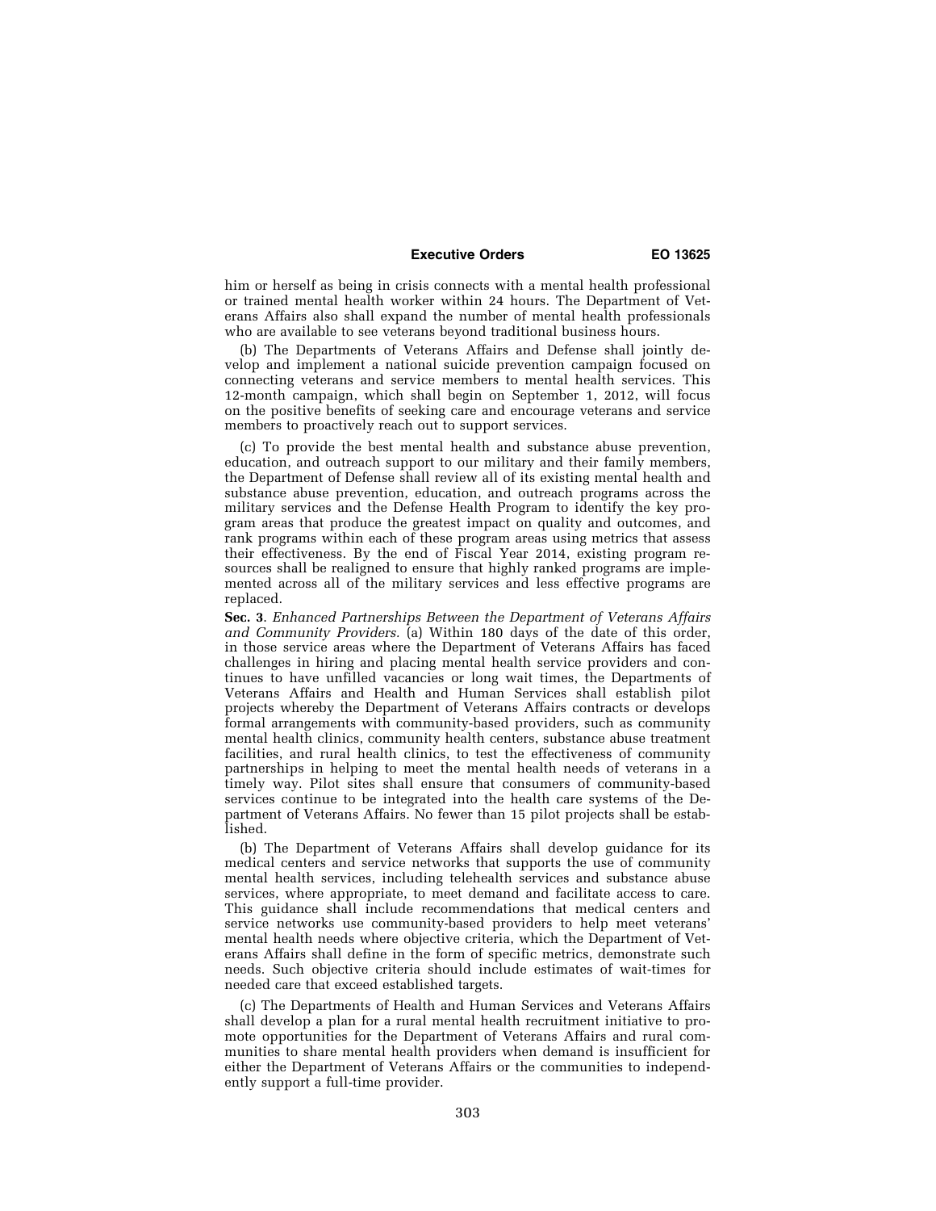him or herself as being in crisis connects with a mental health professional or trained mental health worker within 24 hours. The Department of Veterans Affairs also shall expand the number of mental health professionals who are available to see veterans beyond traditional business hours.

(b) The Departments of Veterans Affairs and Defense shall jointly develop and implement a national suicide prevention campaign focused on connecting veterans and service members to mental health services. This 12-month campaign, which shall begin on September 1, 2012, will focus on the positive benefits of seeking care and encourage veterans and service members to proactively reach out to support services.

(c) To provide the best mental health and substance abuse prevention, education, and outreach support to our military and their family members, the Department of Defense shall review all of its existing mental health and substance abuse prevention, education, and outreach programs across the military services and the Defense Health Program to identify the key program areas that produce the greatest impact on quality and outcomes, and rank programs within each of these program areas using metrics that assess their effectiveness. By the end of Fiscal Year 2014, existing program resources shall be realigned to ensure that highly ranked programs are implemented across all of the military services and less effective programs are replaced.

**Sec. 3**. *Enhanced Partnerships Between the Department of Veterans Affairs and Community Providers.* (a) Within 180 days of the date of this order, in those service areas where the Department of Veterans Affairs has faced challenges in hiring and placing mental health service providers and continues to have unfilled vacancies or long wait times, the Departments of Veterans Affairs and Health and Human Services shall establish pilot projects whereby the Department of Veterans Affairs contracts or develops formal arrangements with community-based providers, such as community mental health clinics, community health centers, substance abuse treatment facilities, and rural health clinics, to test the effectiveness of community partnerships in helping to meet the mental health needs of veterans in a timely way. Pilot sites shall ensure that consumers of community-based services continue to be integrated into the health care systems of the Department of Veterans Affairs. No fewer than 15 pilot projects shall be established.

(b) The Department of Veterans Affairs shall develop guidance for its medical centers and service networks that supports the use of community mental health services, including telehealth services and substance abuse services, where appropriate, to meet demand and facilitate access to care. This guidance shall include recommendations that medical centers and service networks use community-based providers to help meet veterans' mental health needs where objective criteria, which the Department of Veterans Affairs shall define in the form of specific metrics, demonstrate such needs. Such objective criteria should include estimates of wait-times for needed care that exceed established targets.

(c) The Departments of Health and Human Services and Veterans Affairs shall develop a plan for a rural mental health recruitment initiative to promote opportunities for the Department of Veterans Affairs and rural communities to share mental health providers when demand is insufficient for either the Department of Veterans Affairs or the communities to independently support a full-time provider.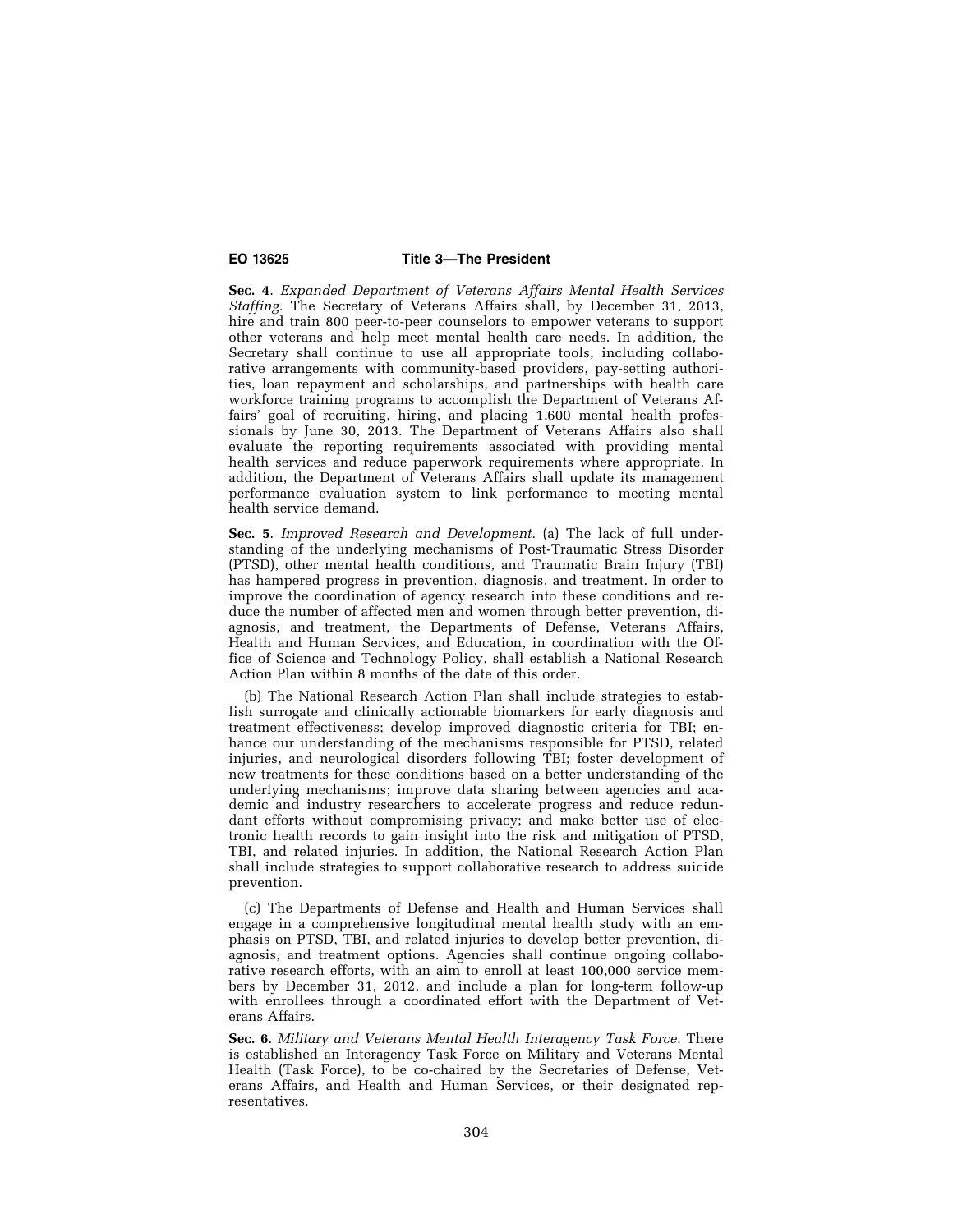**Sec. 4**. *Expanded Department of Veterans Affairs Mental Health Services Staffing.* The Secretary of Veterans Affairs shall, by December 31, 2013, hire and train 800 peer-to-peer counselors to empower veterans to support other veterans and help meet mental health care needs. In addition, the Secretary shall continue to use all appropriate tools, including collaborative arrangements with community-based providers, pay-setting authorities, loan repayment and scholarships, and partnerships with health care workforce training programs to accomplish the Department of Veterans Affairs' goal of recruiting, hiring, and placing 1,600 mental health professionals by June 30, 2013. The Department of Veterans Affairs also shall evaluate the reporting requirements associated with providing mental health services and reduce paperwork requirements where appropriate. In addition, the Department of Veterans Affairs shall update its management performance evaluation system to link performance to meeting mental health service demand.

**Sec. 5**. *Improved Research and Development.* (a) The lack of full understanding of the underlying mechanisms of Post-Traumatic Stress Disorder (PTSD), other mental health conditions, and Traumatic Brain Injury (TBI) has hampered progress in prevention, diagnosis, and treatment. In order to improve the coordination of agency research into these conditions and reduce the number of affected men and women through better prevention, diagnosis, and treatment, the Departments of Defense, Veterans Affairs, Health and Human Services, and Education, in coordination with the Office of Science and Technology Policy, shall establish a National Research Action Plan within 8 months of the date of this order.

(b) The National Research Action Plan shall include strategies to establish surrogate and clinically actionable biomarkers for early diagnosis and treatment effectiveness; develop improved diagnostic criteria for TBI; enhance our understanding of the mechanisms responsible for PTSD, related injuries, and neurological disorders following TBI; foster development of new treatments for these conditions based on a better understanding of the underlying mechanisms; improve data sharing between agencies and academic and industry researchers to accelerate progress and reduce redundant efforts without compromising privacy; and make better use of electronic health records to gain insight into the risk and mitigation of PTSD, TBI, and related injuries. In addition, the National Research Action Plan shall include strategies to support collaborative research to address suicide prevention.

(c) The Departments of Defense and Health and Human Services shall engage in a comprehensive longitudinal mental health study with an emphasis on PTSD, TBI, and related injuries to develop better prevention, diagnosis, and treatment options. Agencies shall continue ongoing collaborative research efforts, with an aim to enroll at least 100,000 service members by December 31, 2012, and include a plan for long-term follow-up with enrollees through a coordinated effort with the Department of Veterans Affairs.

**Sec. 6**. *Military and Veterans Mental Health Interagency Task Force.* There is established an Interagency Task Force on Military and Veterans Mental Health (Task Force), to be co-chaired by the Secretaries of Defense, Veterans Affairs, and Health and Human Services, or their designated representatives.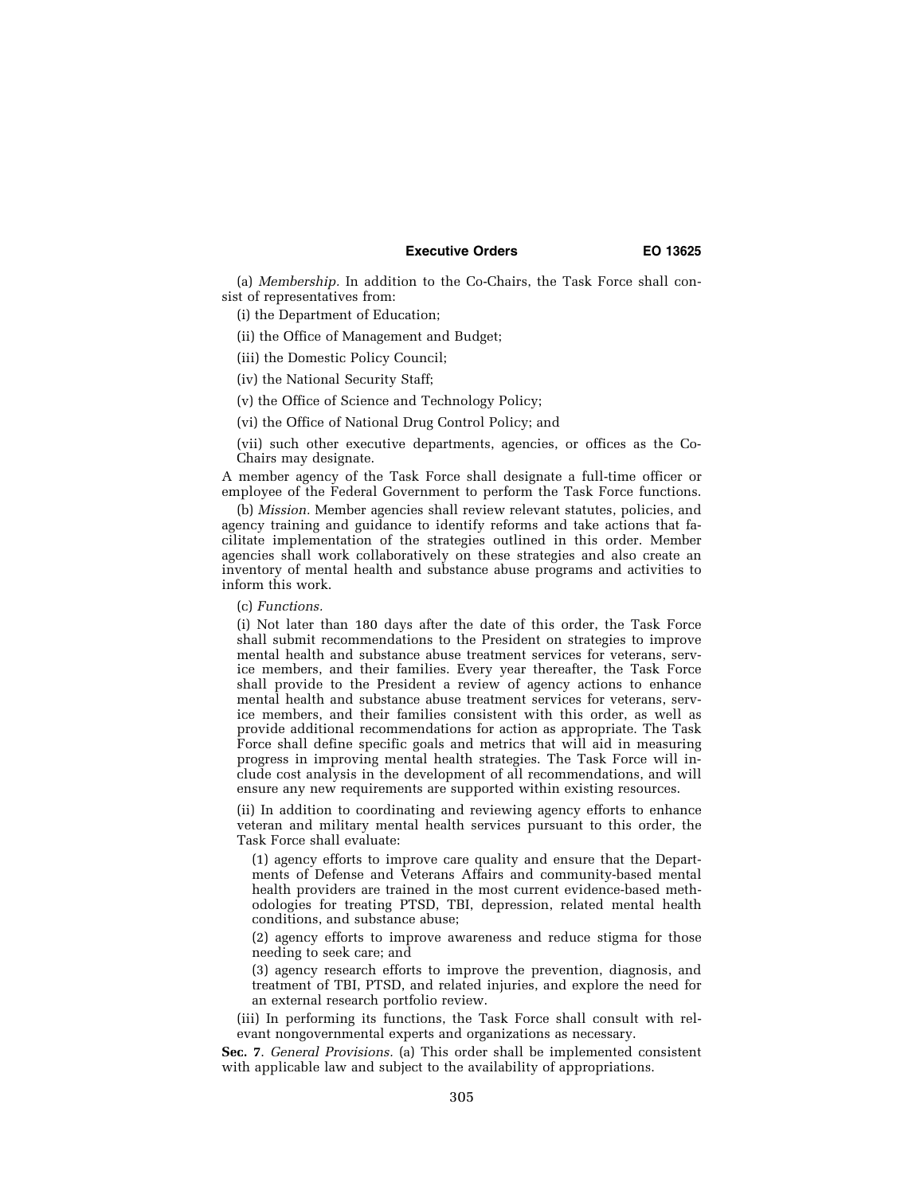(a) *Membership.* In addition to the Co-Chairs, the Task Force shall consist of representatives from:

(i) the Department of Education;

(ii) the Office of Management and Budget;

(iii) the Domestic Policy Council;

(iv) the National Security Staff;

(v) the Office of Science and Technology Policy;

(vi) the Office of National Drug Control Policy; and

(vii) such other executive departments, agencies, or offices as the Co-Chairs may designate.

A member agency of the Task Force shall designate a full-time officer or employee of the Federal Government to perform the Task Force functions.

(b) *Mission.* Member agencies shall review relevant statutes, policies, and agency training and guidance to identify reforms and take actions that facilitate implementation of the strategies outlined in this order. Member agencies shall work collaboratively on these strategies and also create an inventory of mental health and substance abuse programs and activities to inform this work.

(c) *Functions.*

(i) Not later than 180 days after the date of this order, the Task Force shall submit recommendations to the President on strategies to improve mental health and substance abuse treatment services for veterans, service members, and their families. Every year thereafter, the Task Force shall provide to the President a review of agency actions to enhance mental health and substance abuse treatment services for veterans, service members, and their families consistent with this order, as well as provide additional recommendations for action as appropriate. The Task Force shall define specific goals and metrics that will aid in measuring progress in improving mental health strategies. The Task Force will include cost analysis in the development of all recommendations, and will ensure any new requirements are supported within existing resources.

(ii) In addition to coordinating and reviewing agency efforts to enhance veteran and military mental health services pursuant to this order, the Task Force shall evaluate:

(1) agency efforts to improve care quality and ensure that the Departments of Defense and Veterans Affairs and community-based mental health providers are trained in the most current evidence-based methodologies for treating PTSD, TBI, depression, related mental health conditions, and substance abuse;

(2) agency efforts to improve awareness and reduce stigma for those needing to seek care; and

(3) agency research efforts to improve the prevention, diagnosis, and treatment of TBI, PTSD, and related injuries, and explore the need for an external research portfolio review.

(iii) In performing its functions, the Task Force shall consult with relevant nongovernmental experts and organizations as necessary.

**Sec. 7**. *General Provisions.* (a) This order shall be implemented consistent with applicable law and subject to the availability of appropriations.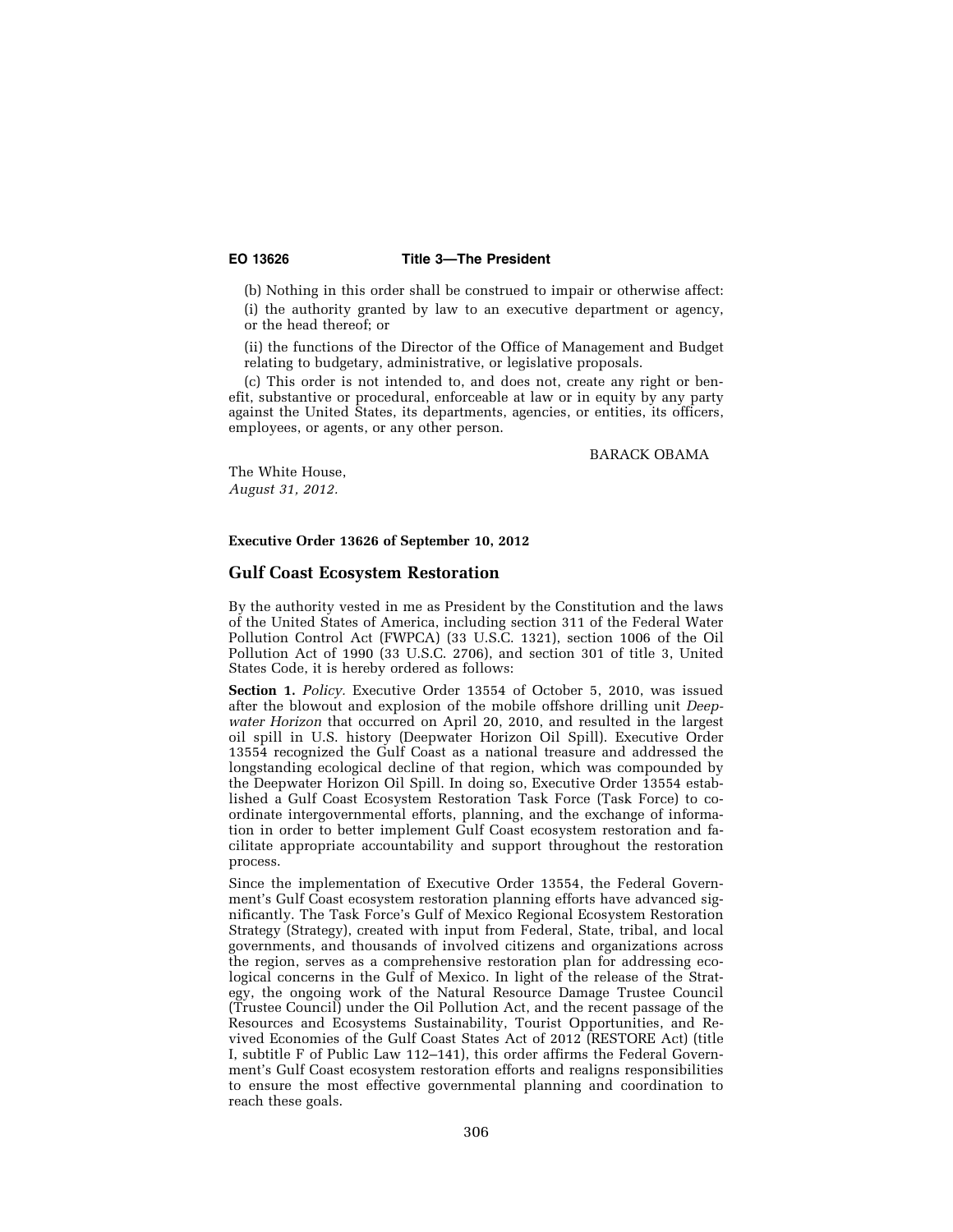(b) Nothing in this order shall be construed to impair or otherwise affect:

(i) the authority granted by law to an executive department or agency, or the head thereof; or

(ii) the functions of the Director of the Office of Management and Budget relating to budgetary, administrative, or legislative proposals.

(c) This order is not intended to, and does not, create any right or benefit, substantive or procedural, enforceable at law or in equity by any party against the United States, its departments, agencies, or entities, its officers, employees, or agents, or any other person.

BARACK OBAMA

The White House,
*August 31, 2012.*

**Executive Order 13626 of September 10, 2012**

## Gulf Coast Ecosystem Restoration

By the authority vested in me as President by the Constitution and the laws of the United States of America, including section 311 of the Federal Water Pollution Control Act (FWPCA) (33 U.S.C. 1321), section 1006 of the Oil Pollution Act of 1990 (33 U.S.C. 2706), and section 301 of title 3, United States Code, it is hereby ordered as follows:

**Section 1.** *Policy.* Executive Order 13554 of October 5, 2010, was issued after the blowout and explosion of the mobile offshore drilling unit *Deepwater Horizon* that occurred on April 20, 2010, and resulted in the largest oil spill in U.S. history (Deepwater Horizon Oil Spill). Executive Order 13554 recognized the Gulf Coast as a national treasure and addressed the longstanding ecological decline of that region, which was compounded by the Deepwater Horizon Oil Spill. In doing so, Executive Order 13554 established a Gulf Coast Ecosystem Restoration Task Force (Task Force) to coordinate intergovernmental efforts, planning, and the exchange of information in order to better implement Gulf Coast ecosystem restoration and facilitate appropriate accountability and support throughout the restoration process.

Since the implementation of Executive Order 13554, the Federal Government's Gulf Coast ecosystem restoration planning efforts have advanced significantly. The Task Force's Gulf of Mexico Regional Ecosystem Restoration Strategy (Strategy), created with input from Federal, State, tribal, and local governments, and thousands of involved citizens and organizations across the region, serves as a comprehensive restoration plan for addressing ecological concerns in the Gulf of Mexico. In light of the release of the Strategy, the ongoing work of the Natural Resource Damage Trustee Council (Trustee Council) under the Oil Pollution Act, and the recent passage of the Resources and Ecosystems Sustainability, Tourist Opportunities, and Revived Economies of the Gulf Coast States Act of 2012 (RESTORE Act) (title I, subtitle F of Public Law 112–141), this order affirms the Federal Government's Gulf Coast ecosystem restoration efforts and realigns responsibilities to ensure the most effective governmental planning and coordination to reach these goals.